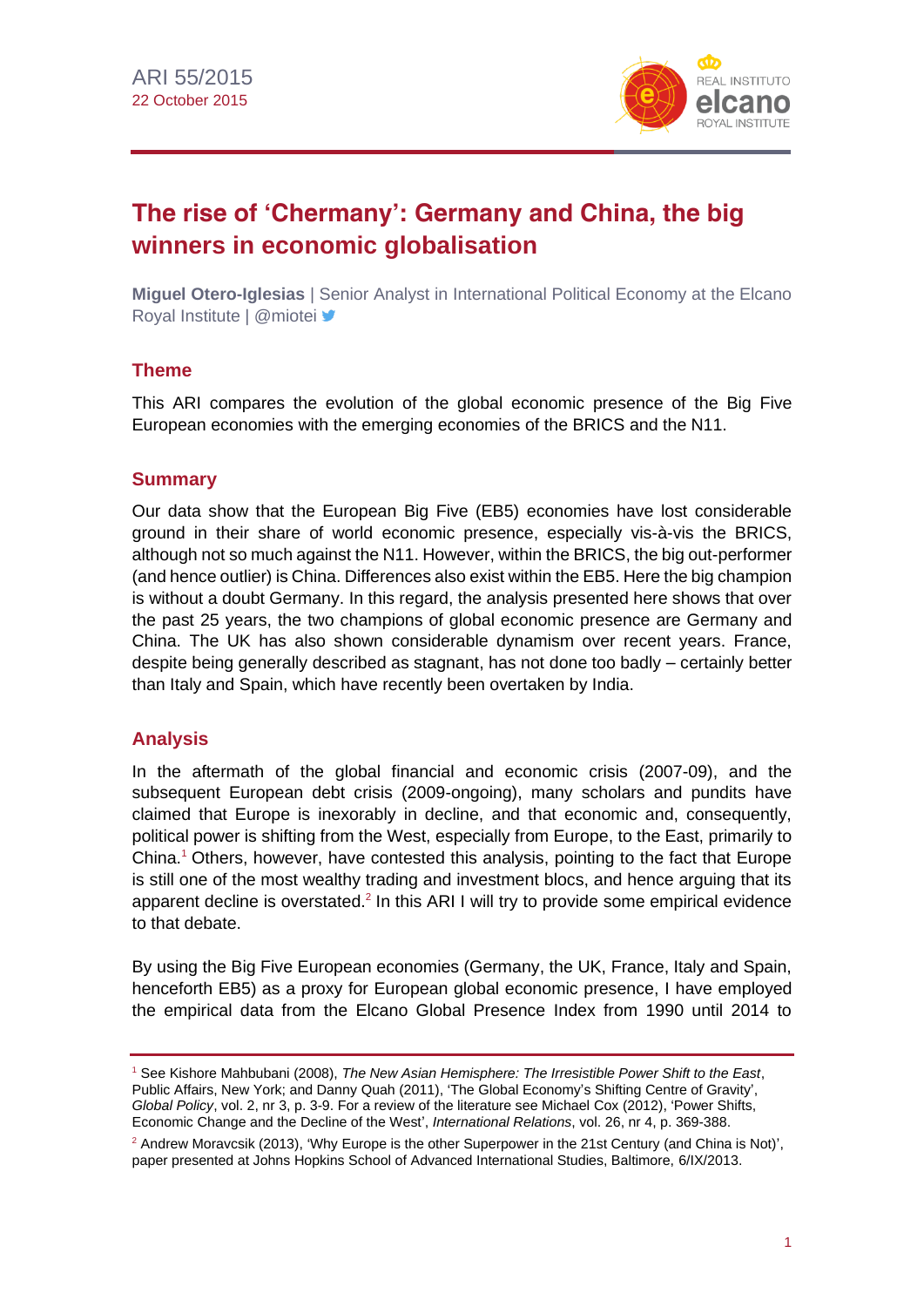ARI 55/2015
22 October 2015

# The rise of 'Chermany': Germany and China, the big winners in economic globalisation

**Miguel Otero-Iglesias** | Senior Analyst in International Political Economy at the Elcano Royal Institute | @miotei

## Theme

This ARI compares the evolution of the global economic presence of the Big Five European economies with the emerging economies of the BRICS and the N11.

## Summary

Our data show that the European Big Five (EB5) economies have lost considerable ground in their share of world economic presence, especially vis-à-vis the BRICS, although not so much against the N11. However, within the BRICS, the big out-performer (and hence outlier) is China. Differences also exist within the EB5. Here the big champion is without a doubt Germany. In this regard, the analysis presented here shows that over the past 25 years, the two champions of global economic presence are Germany and China. The UK has also shown considerable dynamism over recent years. France, despite being generally described as stagnant, has not done too badly – certainly better than Italy and Spain, which have recently been overtaken by India.

## Analysis

In the aftermath of the global financial and economic crisis (2007-09), and the subsequent European debt crisis (2009-ongoing), many scholars and pundits have claimed that Europe is inexorably in decline, and that economic and, consequently, political power is shifting from the West, especially from Europe, to the East, primarily to China.[1] Others, however, have contested this analysis, pointing to the fact that Europe is still one of the most wealthy trading and investment blocs, and hence arguing that its apparent decline is overstated.[2] In this ARI I will try to provide some empirical evidence to that debate.

By using the Big Five European economies (Germany, the UK, France, Italy and Spain, henceforth EB5) as a proxy for European global economic presence, I have employed the empirical data from the Elcano Global Presence Index from 1990 until 2014 to

[1] See Kishore Mahbubani (2008), *The New Asian Hemisphere: The Irresistible Power Shift to the East*, Public Affairs, New York; and Danny Quah (2011), 'The Global Economy's Shifting Centre of Gravity', *Global Policy*, vol. 2, nr 3, p. 3-9. For a review of the literature see Michael Cox (2012), 'Power Shifts, Economic Change and the Decline of the West', *International Relations*, vol. 26, nr 4, p. 369-388.

[2] Andrew Moravcsik (2013), 'Why Europe is the other Superpower in the 21st Century (and China is Not)', paper presented at Johns Hopkins School of Advanced International Studies, Baltimore, 6/IX/2013.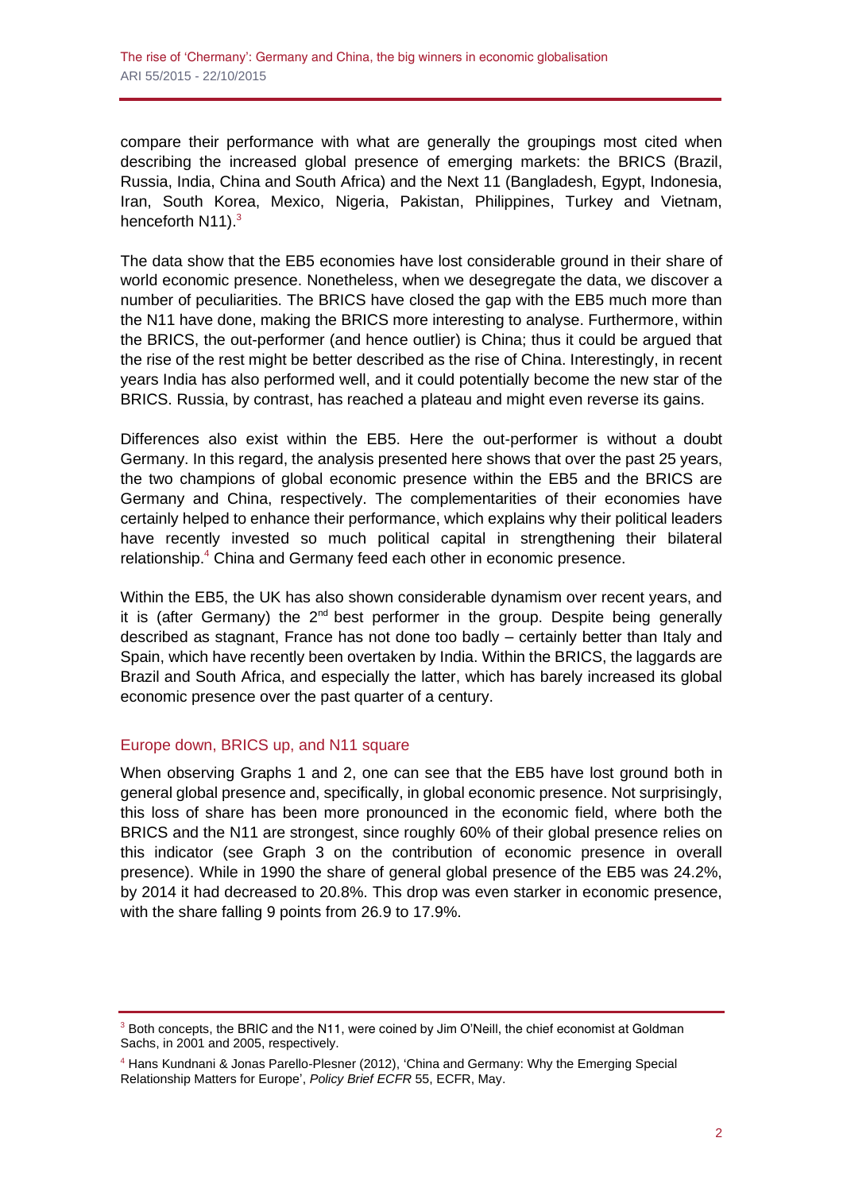compare their performance with what are generally the groupings most cited when describing the increased global presence of emerging markets: the BRICS (Brazil, Russia, India, China and South Africa) and the Next 11 (Bangladesh, Egypt, Indonesia, Iran, South Korea, Mexico, Nigeria, Pakistan, Philippines, Turkey and Vietnam, henceforth N11).[3]

The data show that the EB5 economies have lost considerable ground in their share of world economic presence. Nonetheless, when we desegregate the data, we discover a number of peculiarities. The BRICS have closed the gap with the EB5 much more than the N11 have done, making the BRICS more interesting to analyse. Furthermore, within the BRICS, the out-performer (and hence outlier) is China; thus it could be argued that the rise of the rest might be better described as the rise of China. Interestingly, in recent years India has also performed well, and it could potentially become the new star of the BRICS. Russia, by contrast, has reached a plateau and might even reverse its gains.

Differences also exist within the EB5. Here the out-performer is without a doubt Germany. In this regard, the analysis presented here shows that over the past 25 years, the two champions of global economic presence within the EB5 and the BRICS are Germany and China, respectively. The complementarities of their economies have certainly helped to enhance their performance, which explains why their political leaders have recently invested so much political capital in strengthening their bilateral relationship.[4] China and Germany feed each other in economic presence.

Within the EB5, the UK has also shown considerable dynamism over recent years, and it is (after Germany) the 2nd best performer in the group. Despite being generally described as stagnant, France has not done too badly – certainly better than Italy and Spain, which have recently been overtaken by India. Within the BRICS, the laggards are Brazil and South Africa, and especially the latter, which has barely increased its global economic presence over the past quarter of a century.

## Europe down, BRICS up, and N11 square

When observing Graphs 1 and 2, one can see that the EB5 have lost ground both in general global presence and, specifically, in global economic presence. Not surprisingly, this loss of share has been more pronounced in the economic field, where both the BRICS and the N11 are strongest, since roughly 60% of their global presence relies on this indicator (see Graph 3 on the contribution of economic presence in overall presence). While in 1990 the share of general global presence of the EB5 was 24.2%, by 2014 it had decreased to 20.8%. This drop was even starker in economic presence, with the share falling 9 points from 26.9 to 17.9%.

---

[3] Both concepts, the BRIC and the N11, were coined by Jim O'Neill, the chief economist at Goldman Sachs, in 2001 and 2005, respectively.

[4] Hans Kundnani & Jonas Parello-Plesner (2012), 'China and Germany: Why the Emerging Special Relationship Matters for Europe', *Policy Brief ECFR* 55, ECFR, May.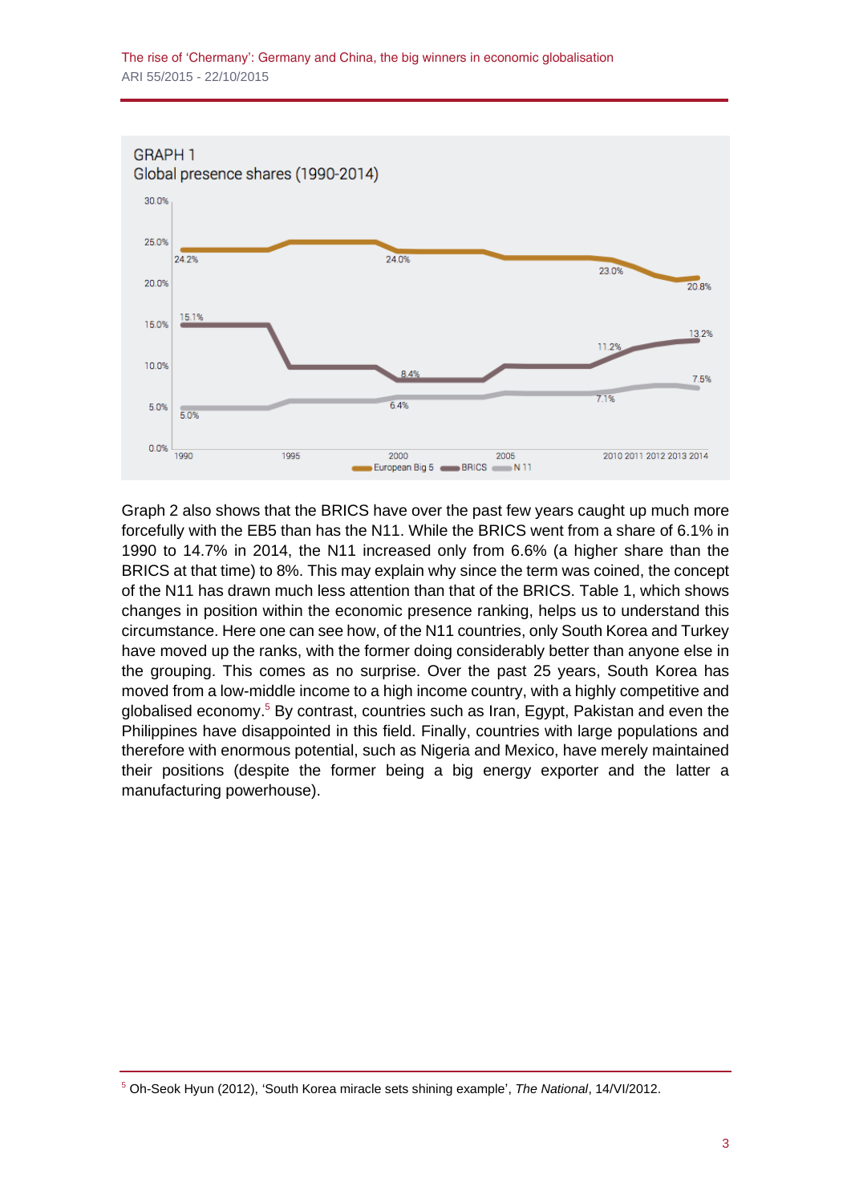GRAPH 1
Global presence shares (1990-2014)

Graph 2 also shows that the BRICS have over the past few years caught up much more forcefully with the EB5 than has the N11. While the BRICS went from a share of 6.1% in 1990 to 14.7% in 2014, the N11 increased only from 6.6% (a higher share than the BRICS at that time) to 8%. This may explain why since the term was coined, the concept of the N11 has drawn much less attention than that of the BRICS. Table 1, which shows changes in position within the economic presence ranking, helps us to understand this circumstance. Here one can see how, of the N11 countries, only South Korea and Turkey have moved up the ranks, with the former doing considerably better than anyone else in the grouping. This comes as no surprise. Over the past 25 years, South Korea has moved from a low-middle income to a high income country, with a highly competitive and globalised economy.[5] By contrast, countries such as Iran, Egypt, Pakistan and even the Philippines have disappointed in this field. Finally, countries with large populations and therefore with enormous potential, such as Nigeria and Mexico, have merely maintained their positions (despite the former being a big energy exporter and the latter a manufacturing powerhouse).

[5] Oh-Seok Hyun (2012), 'South Korea miracle sets shining example', *The National*, 14/VI/2012.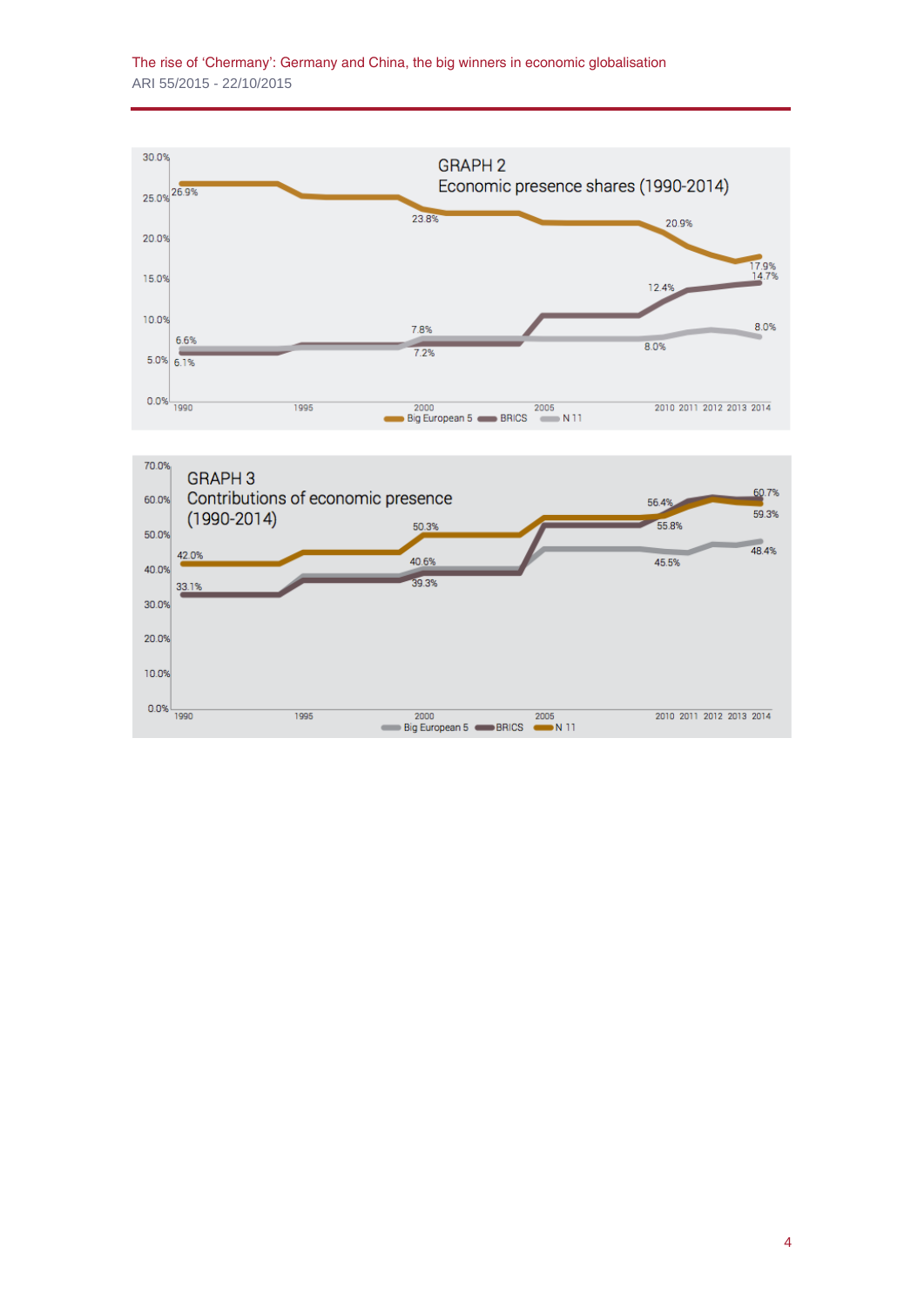GRAPH 2
Economic presence shares (1990-2014)

GRAPH 3
Contributions of economic presence (1990-2014)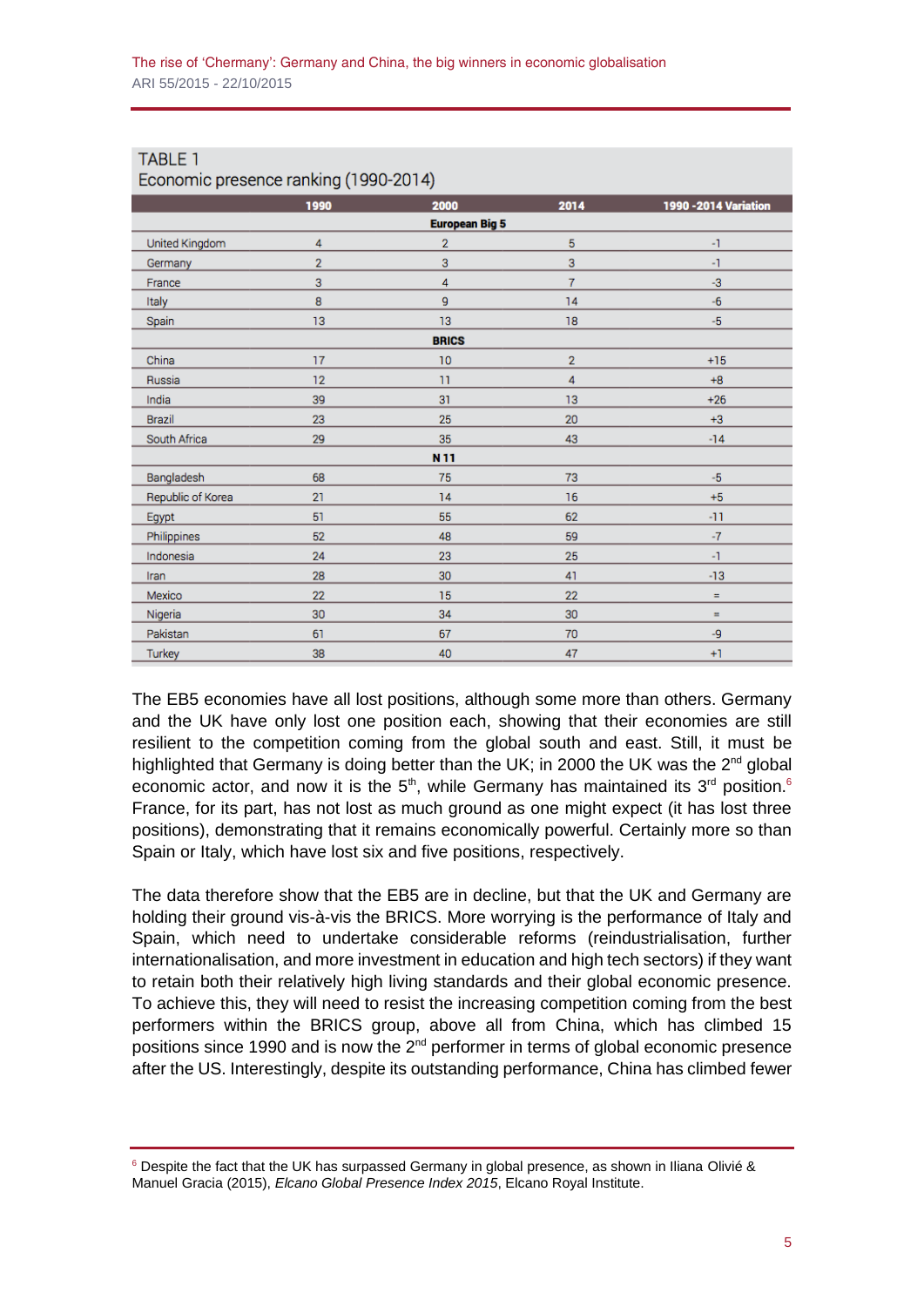TABLE 1
Economic presence ranking (1990-2014)

| | 1990 | 2000 | 2014 | 1990 -2014 Variation |
|---|---|---|---|---|
| **European Big 5** | | | | |
| United Kingdom | 4 | 2 | 5 | -1 |
| Germany | 2 | 3 | 3 | -1 |
| France | 3 | 4 | 7 | -3 |
| Italy | 8 | 9 | 14 | -6 |
| Spain | 13 | 13 | 18 | -5 |
| **BRICS** | | | | |
| China | 17 | 10 | 2 | +15 |
| Russia | 12 | 11 | 4 | +8 |
| India | 39 | 31 | 13 | +26 |
| Brazil | 23 | 25 | 20 | +3 |
| South Africa | 29 | 35 | 43 | -14 |
| **N 11** | | | | |
| Bangladesh | 68 | 75 | 73 | -5 |
| Republic of Korea | 21 | 14 | 16 | +5 |
| Egypt | 51 | 55 | 62 | -11 |
| Philippines | 52 | 48 | 59 | -7 |
| Indonesia | 24 | 23 | 25 | -1 |
| Iran | 28 | 30 | 41 | -13 |
| Mexico | 22 | 15 | 22 | = |
| Nigeria | 30 | 34 | 30 | = |
| Pakistan | 61 | 67 | 70 | -9 |
| Turkey | 38 | 40 | 47 | +1 |

The EB5 economies have all lost positions, although some more than others. Germany and the UK have only lost one position each, showing that their economies are still resilient to the competition coming from the global south and east. Still, it must be highlighted that Germany is doing better than the UK; in 2000 the UK was the 2nd global economic actor, and now it is the 5th, while Germany has maintained its 3rd position.[6] France, for its part, has not lost as much ground as one might expect (it has lost three positions), demonstrating that it remains economically powerful. Certainly more so than Spain or Italy, which have lost six and five positions, respectively.

The data therefore show that the EB5 are in decline, but that the UK and Germany are holding their ground vis-à-vis the BRICS. More worrying is the performance of Italy and Spain, which need to undertake considerable reforms (reindustrialisation, further internationalisation, and more investment in education and high tech sectors) if they want to retain both their relatively high living standards and their global economic presence. To achieve this, they will need to resist the increasing competition coming from the best performers within the BRICS group, above all from China, which has climbed 15 positions since 1990 and is now the 2nd performer in terms of global economic presence after the US. Interestingly, despite its outstanding performance, China has climbed fewer

[6] Despite the fact that the UK has surpassed Germany in global presence, as shown in Iliana Olivié & Manuel Gracia (2015), *Elcano Global Presence Index 2015*, Elcano Royal Institute.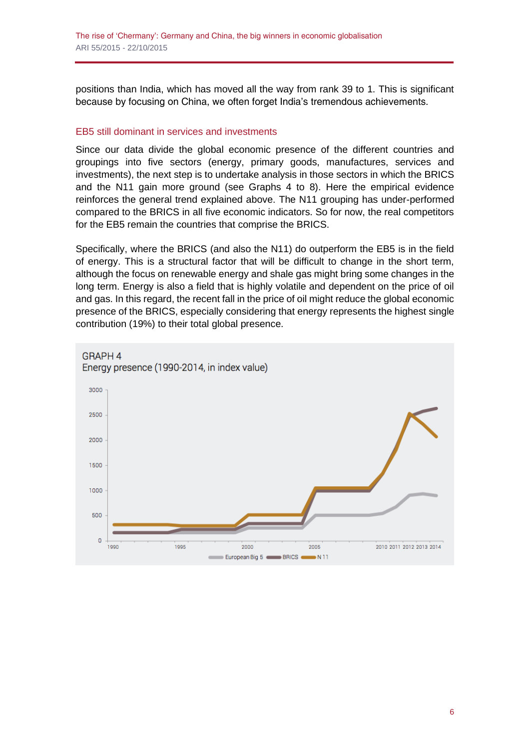positions than India, which has moved all the way from rank 39 to 1. This is significant because by focusing on China, we often forget India's tremendous achievements.

## EB5 still dominant in services and investments

Since our data divide the global economic presence of the different countries and groupings into five sectors (energy, primary goods, manufactures, services and investments), the next step is to undertake analysis in those sectors in which the BRICS and the N11 gain more ground (see Graphs 4 to 8). Here the empirical evidence reinforces the general trend explained above. The N11 grouping has under-performed compared to the BRICS in all five economic indicators. So for now, the real competitors for the EB5 remain the countries that comprise the BRICS.

Specifically, where the BRICS (and also the N11) do outperform the EB5 is in the field of energy. This is a structural factor that will be difficult to change in the short term, although the focus on renewable energy and shale gas might bring some changes in the long term. Energy is also a field that is highly volatile and dependent on the price of oil and gas. In this regard, the recent fall in the price of oil might reduce the global economic presence of the BRICS, especially considering that energy represents the highest single contribution (19%) to their total global presence.

GRAPH 4
Energy presence (1990-2014, in index value)

European Big 5 / BRICS / N11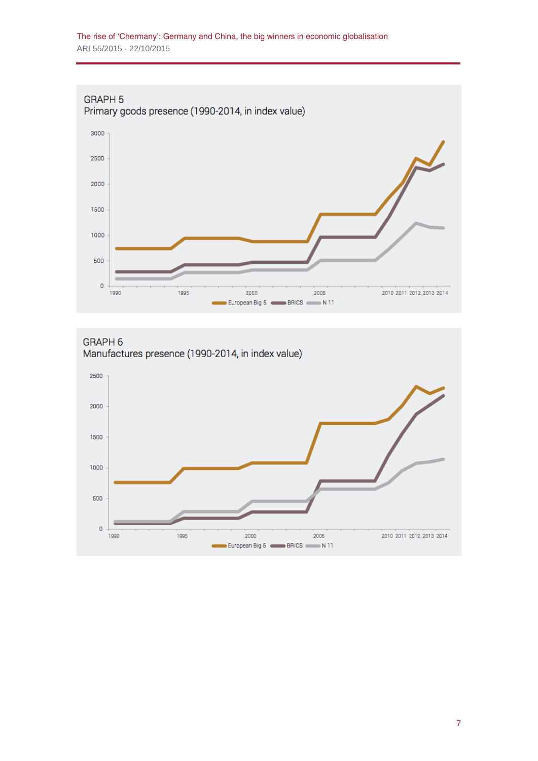GRAPH 5

Primary goods presence (1990-2014, in index value)

GRAPH 6

Manufactures presence (1990-2014, in index value)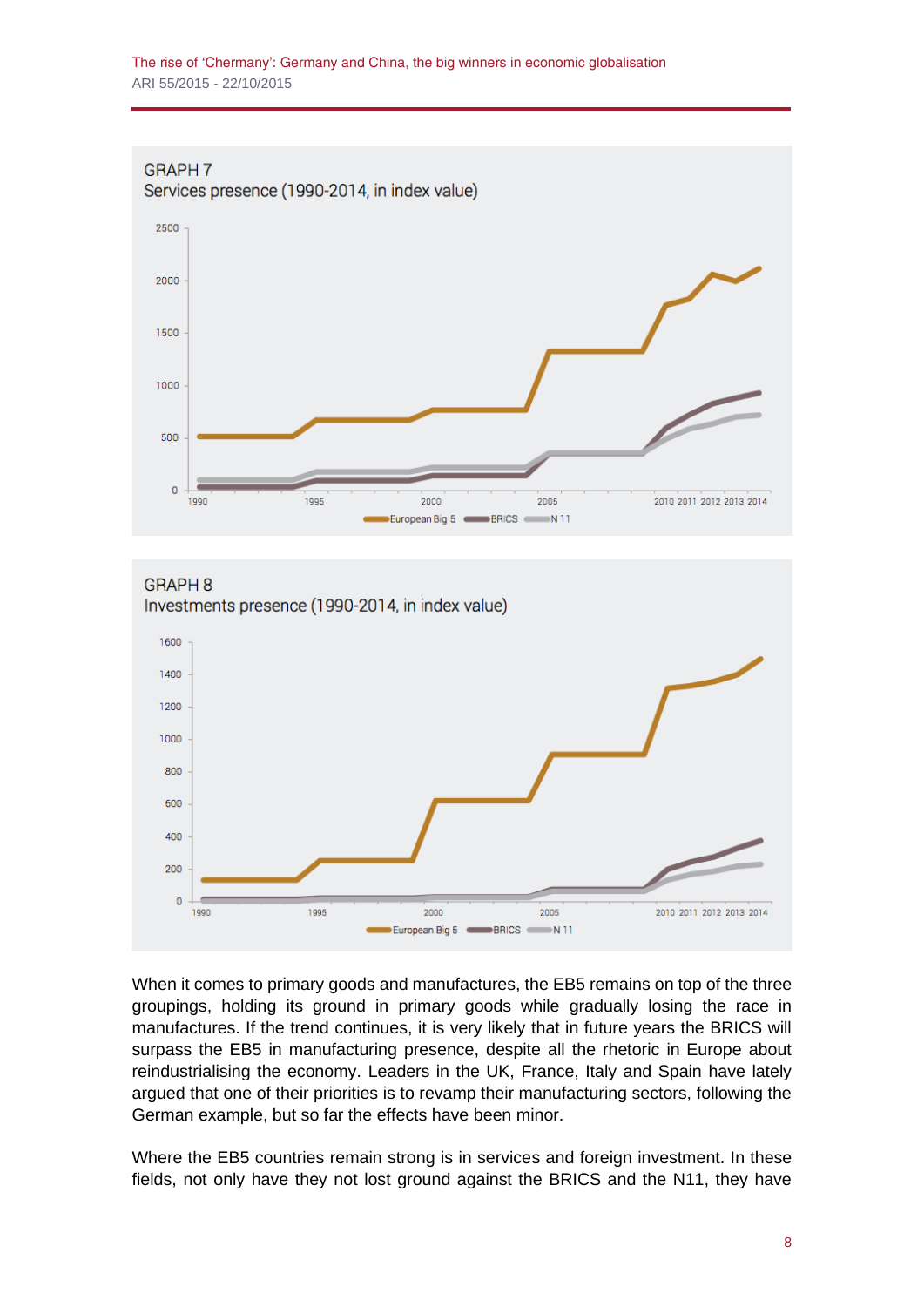GRAPH 7
Services presence (1990-2014, in index value)

GRAPH 8
Investments presence (1990-2014, in index value)

When it comes to primary goods and manufactures, the EB5 remains on top of the three groupings, holding its ground in primary goods while gradually losing the race in manufactures. If the trend continues, it is very likely that in future years the BRICS will surpass the EB5 in manufacturing presence, despite all the rhetoric in Europe about reindustrialising the economy. Leaders in the UK, France, Italy and Spain have lately argued that one of their priorities is to revamp their manufacturing sectors, following the German example, but so far the effects have been minor.

Where the EB5 countries remain strong is in services and foreign investment. In these fields, not only have they not lost ground against the BRICS and the N11, they have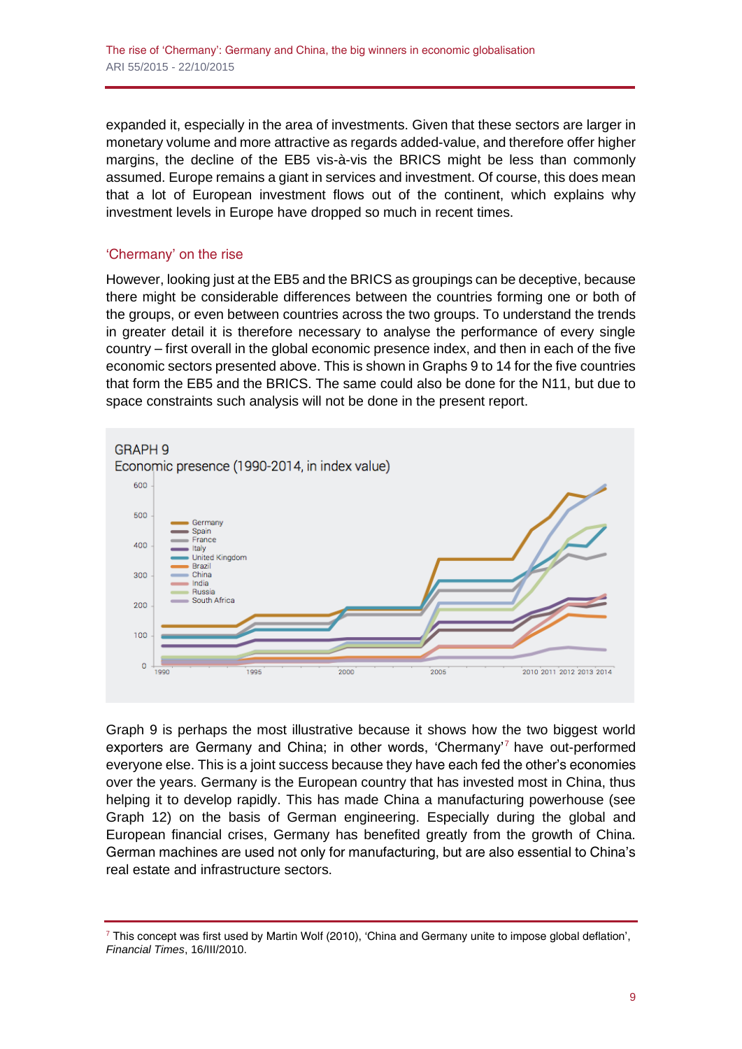expanded it, especially in the area of investments. Given that these sectors are larger in monetary volume and more attractive as regards added-value, and therefore offer higher margins, the decline of the EB5 vis-à-vis the BRICS might be less than commonly assumed. Europe remains a giant in services and investment. Of course, this does mean that a lot of European investment flows out of the continent, which explains why investment levels in Europe have dropped so much in recent times.

## 'Chermany' on the rise

However, looking just at the EB5 and the BRICS as groupings can be deceptive, because there might be considerable differences between the countries forming one or both of the groups, or even between countries across the two groups. To understand the trends in greater detail it is therefore necessary to analyse the performance of every single country – first overall in the global economic presence index, and then in each of the five economic sectors presented above. This is shown in Graphs 9 to 14 for the five countries that form the EB5 and the BRICS. The same could also be done for the N11, but due to space constraints such analysis will not be done in the present report.

GRAPH 9
Economic presence (1990-2014, in index value)

Graph 9 is perhaps the most illustrative because it shows how the two biggest world exporters are Germany and China; in other words, 'Chermany'[7] have out-performed everyone else. This is a joint success because they have each fed the other's economies over the years. Germany is the European country that has invested most in China, thus helping it to develop rapidly. This has made China a manufacturing powerhouse (see Graph 12) on the basis of German engineering. Especially during the global and European financial crises, Germany has benefited greatly from the growth of China. German machines are used not only for manufacturing, but are also essential to China's real estate and infrastructure sectors.

[7] This concept was first used by Martin Wolf (2010), 'China and Germany unite to impose global deflation', *Financial Times*, 16/III/2010.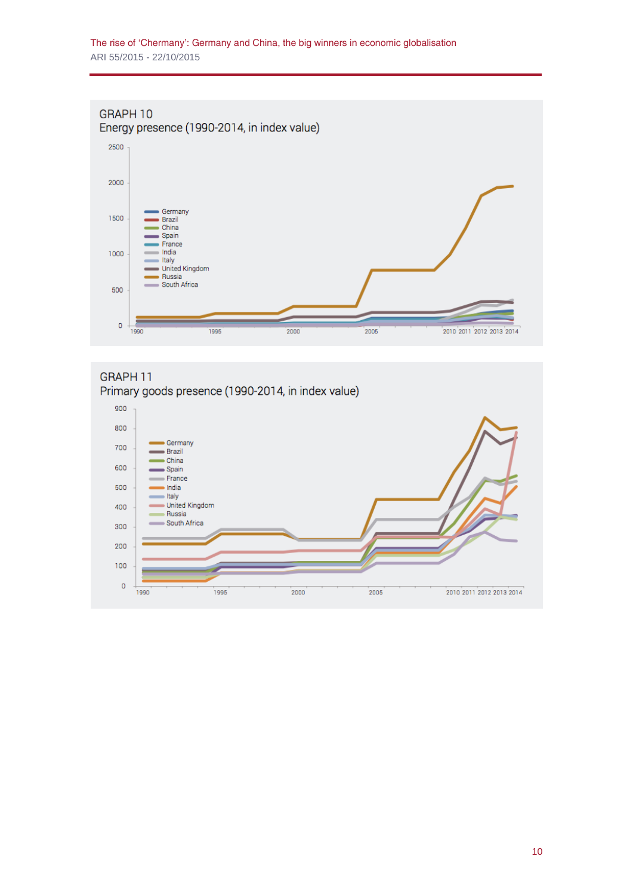GRAPH 10

Energy presence (1990-2014, in index value)

GRAPH 11

Primary goods presence (1990-2014, in index value)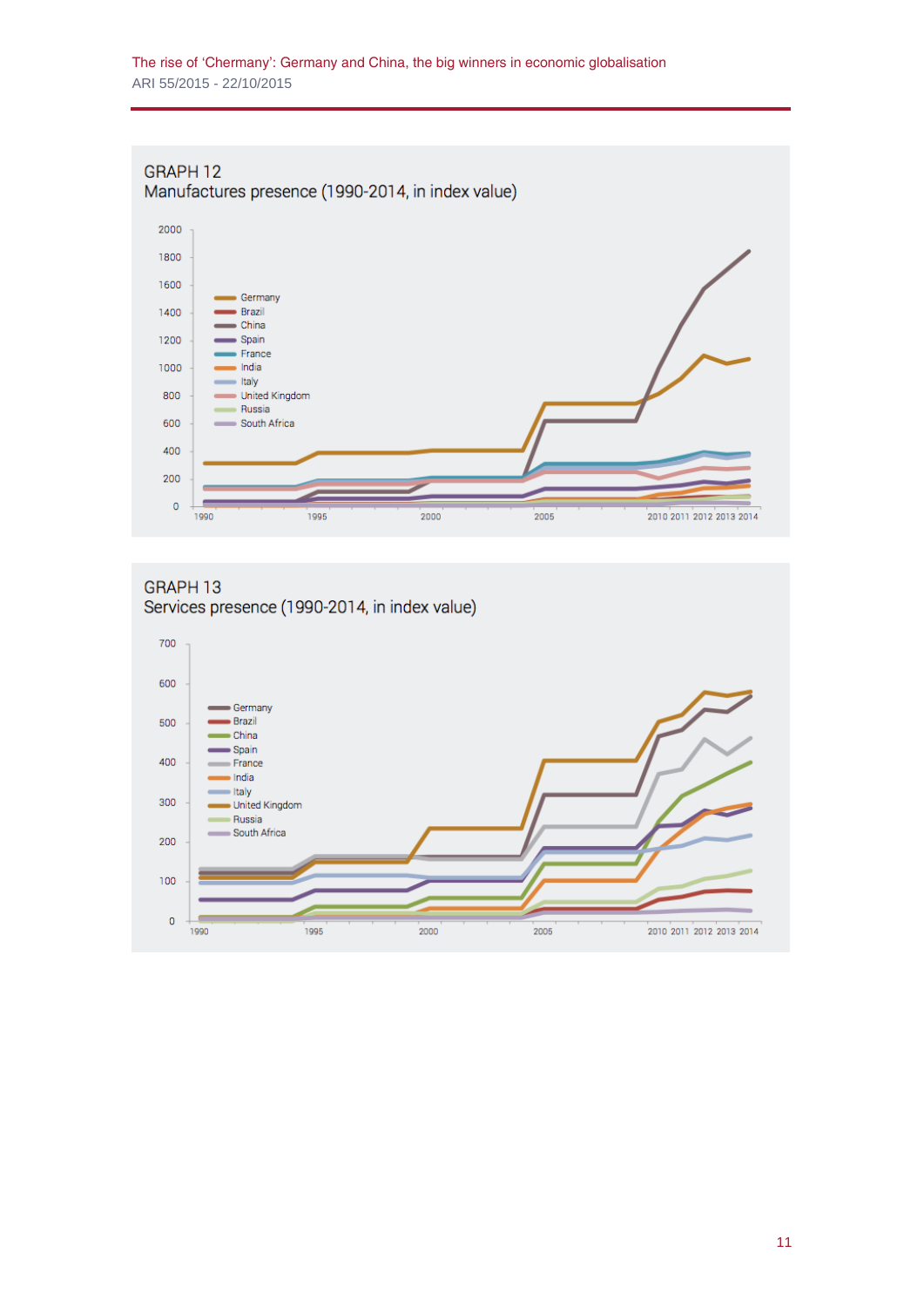GRAPH 12
Manufactures presence (1990-2014, in index value)

GRAPH 13
Services presence (1990-2014, in index value)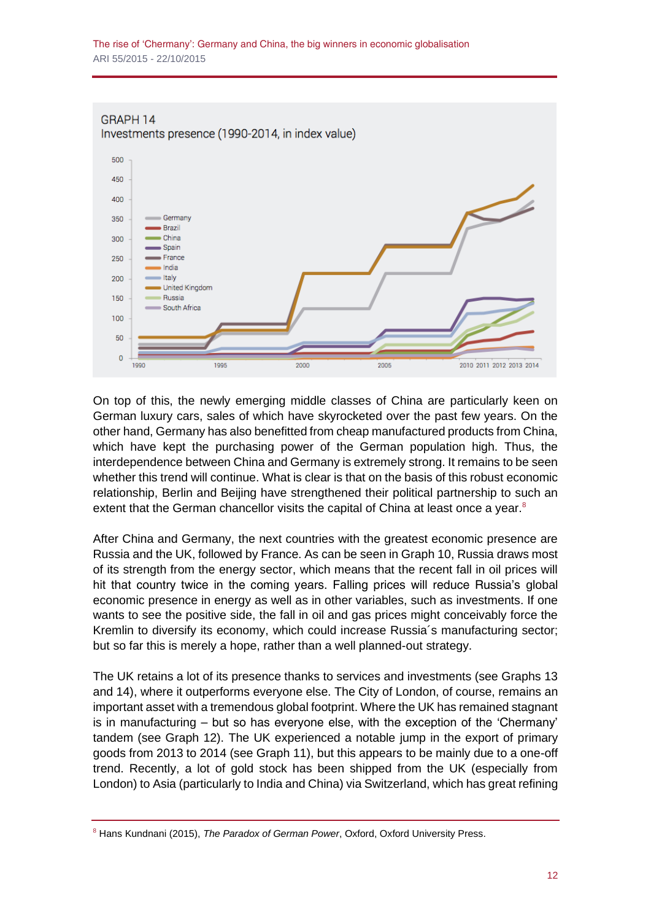GRAPH 14
Investments presence (1990-2014, in index value)

On top of this, the newly emerging middle classes of China are particularly keen on German luxury cars, sales of which have skyrocketed over the past few years. On the other hand, Germany has also benefitted from cheap manufactured products from China, which have kept the purchasing power of the German population high. Thus, the interdependence between China and Germany is extremely strong. It remains to be seen whether this trend will continue. What is clear is that on the basis of this robust economic relationship, Berlin and Beijing have strengthened their political partnership to such an extent that the German chancellor visits the capital of China at least once a year.[8]

After China and Germany, the next countries with the greatest economic presence are Russia and the UK, followed by France. As can be seen in Graph 10, Russia draws most of its strength from the energy sector, which means that the recent fall in oil prices will hit that country twice in the coming years. Falling prices will reduce Russia's global economic presence in energy as well as in other variables, such as investments. If one wants to see the positive side, the fall in oil and gas prices might conceivably force the Kremlin to diversify its economy, which could increase Russia´s manufacturing sector; but so far this is merely a hope, rather than a well planned-out strategy.

The UK retains a lot of its presence thanks to services and investments (see Graphs 13 and 14), where it outperforms everyone else. The City of London, of course, remains an important asset with a tremendous global footprint. Where the UK has remained stagnant is in manufacturing – but so has everyone else, with the exception of the 'Chermany' tandem (see Graph 12). The UK experienced a notable jump in the export of primary goods from 2013 to 2014 (see Graph 11), but this appears to be mainly due to a one-off trend. Recently, a lot of gold stock has been shipped from the UK (especially from London) to Asia (particularly to India and China) via Switzerland, which has great refining

[8] Hans Kundnani (2015), *The Paradox of German Power*, Oxford, Oxford University Press.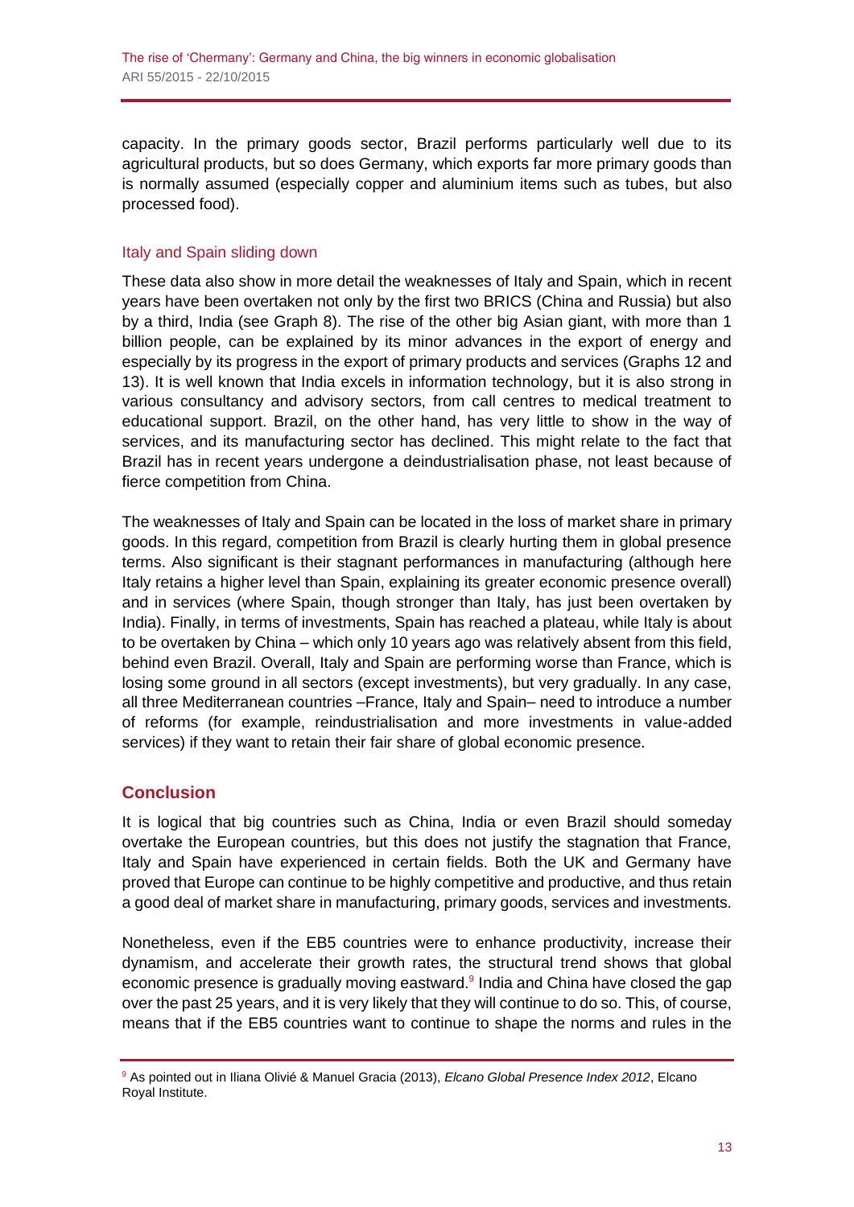capacity. In the primary goods sector, Brazil performs particularly well due to its agricultural products, but so does Germany, which exports far more primary goods than is normally assumed (especially copper and aluminium items such as tubes, but also processed food).

### Italy and Spain sliding down

These data also show in more detail the weaknesses of Italy and Spain, which in recent years have been overtaken not only by the first two BRICS (China and Russia) but also by a third, India (see Graph 8). The rise of the other big Asian giant, with more than 1 billion people, can be explained by its minor advances in the export of energy and especially by its progress in the export of primary products and services (Graphs 12 and 13). It is well known that India excels in information technology, but it is also strong in various consultancy and advisory sectors, from call centres to medical treatment to educational support. Brazil, on the other hand, has very little to show in the way of services, and its manufacturing sector has declined. This might relate to the fact that Brazil has in recent years undergone a deindustrialisation phase, not least because of fierce competition from China.

The weaknesses of Italy and Spain can be located in the loss of market share in primary goods. In this regard, competition from Brazil is clearly hurting them in global presence terms. Also significant is their stagnant performances in manufacturing (although here Italy retains a higher level than Spain, explaining its greater economic presence overall) and in services (where Spain, though stronger than Italy, has just been overtaken by India). Finally, in terms of investments, Spain has reached a plateau, while Italy is about to be overtaken by China – which only 10 years ago was relatively absent from this field, behind even Brazil. Overall, Italy and Spain are performing worse than France, which is losing some ground in all sectors (except investments), but very gradually. In any case, all three Mediterranean countries –France, Italy and Spain– need to introduce a number of reforms (for example, reindustrialisation and more investments in value-added services) if they want to retain their fair share of global economic presence.

## Conclusion

It is logical that big countries such as China, India or even Brazil should someday overtake the European countries, but this does not justify the stagnation that France, Italy and Spain have experienced in certain fields. Both the UK and Germany have proved that Europe can continue to be highly competitive and productive, and thus retain a good deal of market share in manufacturing, primary goods, services and investments.

Nonetheless, even if the EB5 countries were to enhance productivity, increase their dynamism, and accelerate their growth rates, the structural trend shows that global economic presence is gradually moving eastward.[9] India and China have closed the gap over the past 25 years, and it is very likely that they will continue to do so. This, of course, means that if the EB5 countries want to continue to shape the norms and rules in the

[9] As pointed out in Iliana Olivié & Manuel Gracia (2013), *Elcano Global Presence Index 2012*, Elcano Royal Institute.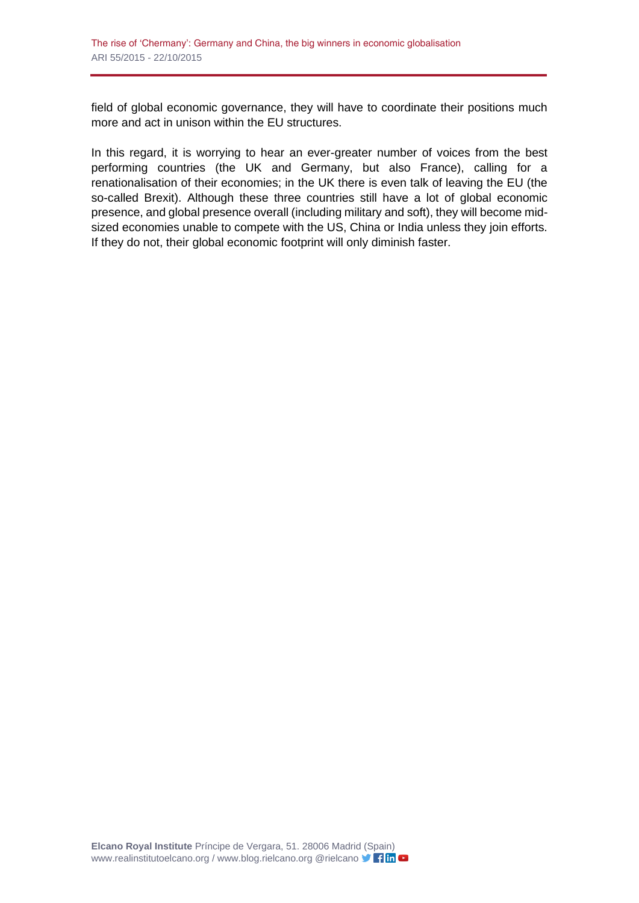field of global economic governance, they will have to coordinate their positions much more and act in unison within the EU structures.

In this regard, it is worrying to hear an ever-greater number of voices from the best performing countries (the UK and Germany, but also France), calling for a renationalisation of their economies; in the UK there is even talk of leaving the EU (the so-called Brexit). Although these three countries still have a lot of global economic presence, and global presence overall (including military and soft), they will become mid-sized economies unable to compete with the US, China or India unless they join efforts. If they do not, their global economic footprint will only diminish faster.